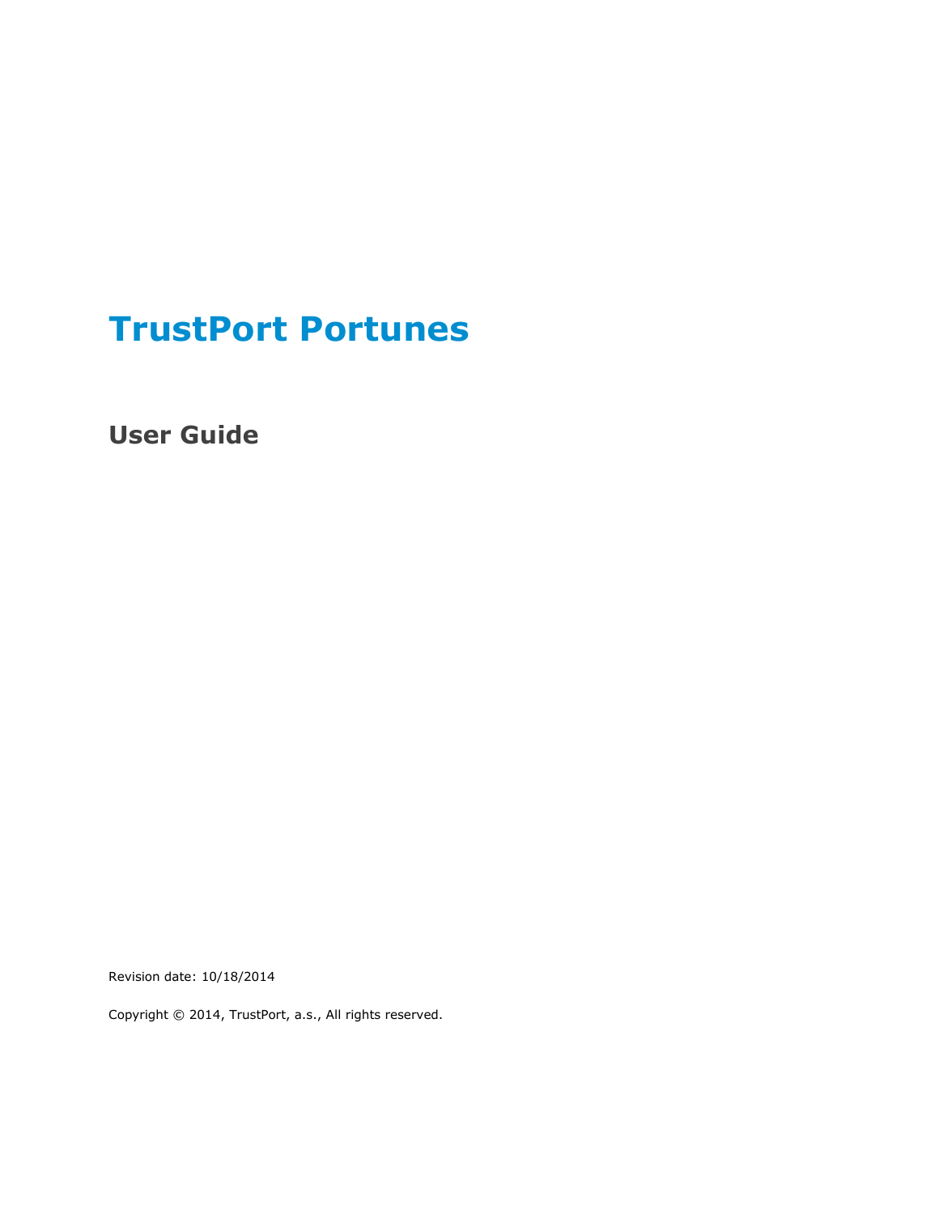# TrustPort Portunes

## User Guide

Revision date: 10/18/2014

Copyright © 2014, TrustPort, a.s., All rights reserved.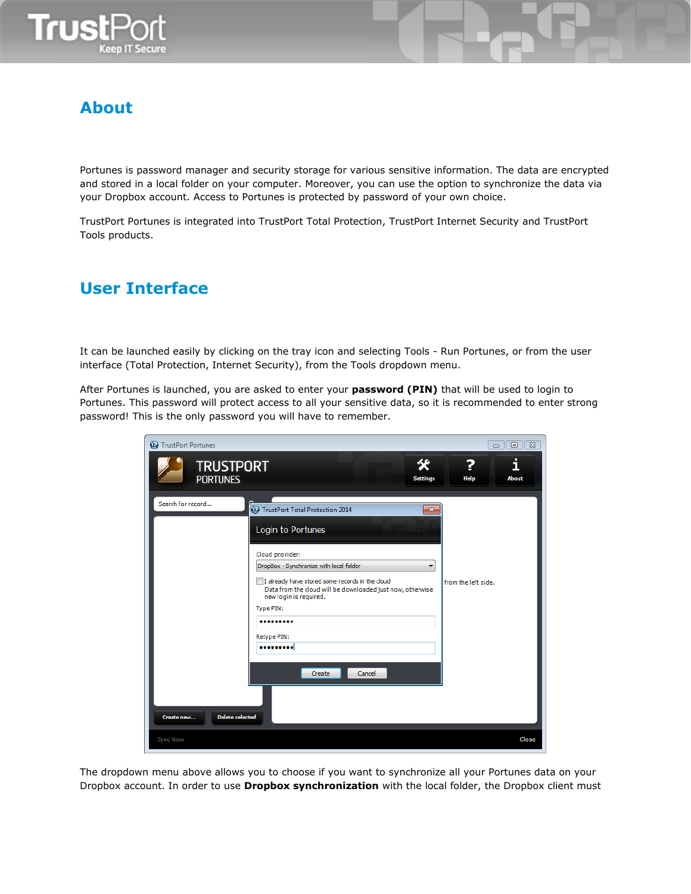## About

Portunes is password manager and security storage for various sensitive information. The data are encrypted and stored in a local folder on your computer. Moreover, you can use the option to synchronize the data via your Dropbox account. Access to Portunes is protected by password of your own choice.

TrustPort Portunes is integrated into TrustPort Total Protection, TrustPort Internet Security and TrustPort Tools products.

## User Interface

It can be launched easily by clicking on the tray icon and selecting Tools - Run Portunes, or from the user interface (Total Protection, Internet Security), from the Tools dropdown menu.

After Portunes is launched, you are asked to enter your **password (PIN)** that will be used to login to Portunes. This password will protect access to all your sensitive data, so it is recommended to enter strong password! This is the only password you will have to remember.

The dropdown menu above allows you to choose if you want to synchronize all your Portunes data on your Dropbox account. In order to use **Dropbox synchronization** with the local folder, the Dropbox client must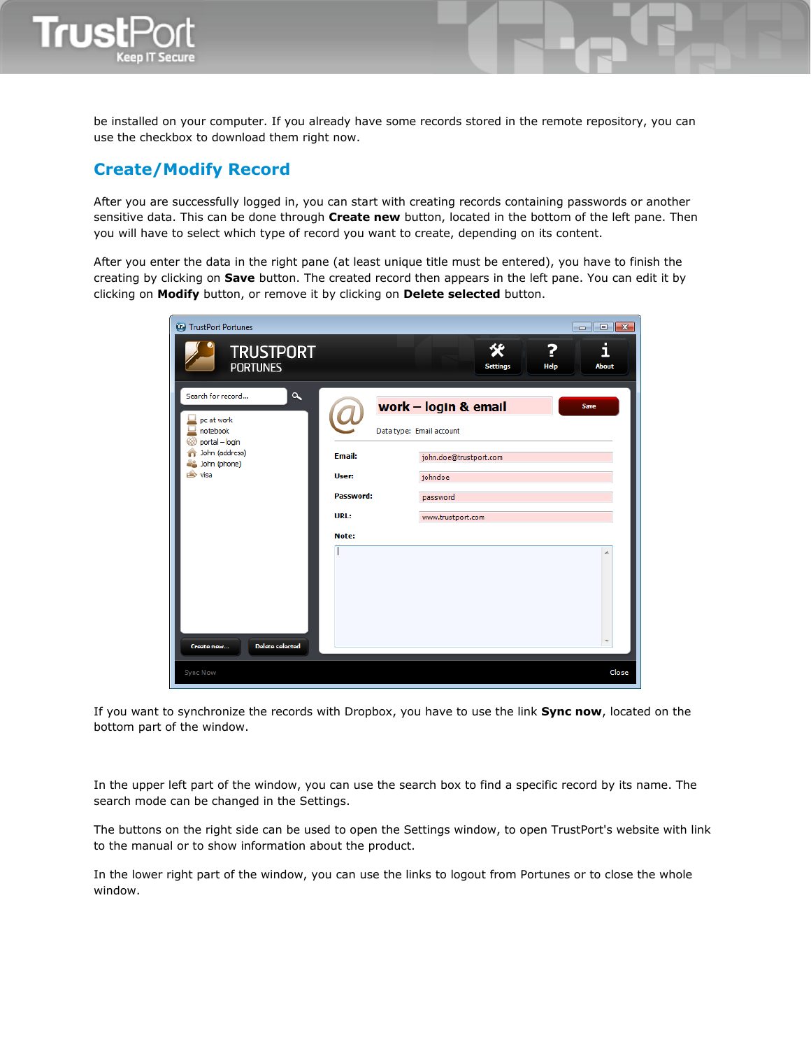be installed on your computer. If you already have some records stored in the remote repository, you can use the checkbox to download them right now.

## Create/Modify Record

After you are successfully logged in, you can start with creating records containing passwords or another sensitive data. This can be done through **Create new** button, located in the bottom of the left pane. Then you will have to select which type of record you want to create, depending on its content.

After you enter the data in the right pane (at least unique title must be entered), you have to finish the creating by clicking on **Save** button. The created record then appears in the left pane. You can edit it by clicking on **Modify** button, or remove it by clicking on **Delete selected** button.

If you want to synchronize the records with Dropbox, you have to use the link **Sync now**, located on the bottom part of the window.

In the upper left part of the window, you can use the search box to find a specific record by its name. The search mode can be changed in the Settings.

The buttons on the right side can be used to open the Settings window, to open TrustPort's website with link to the manual or to show information about the product.

In the lower right part of the window, you can use the links to logout from Portunes or to close the whole window.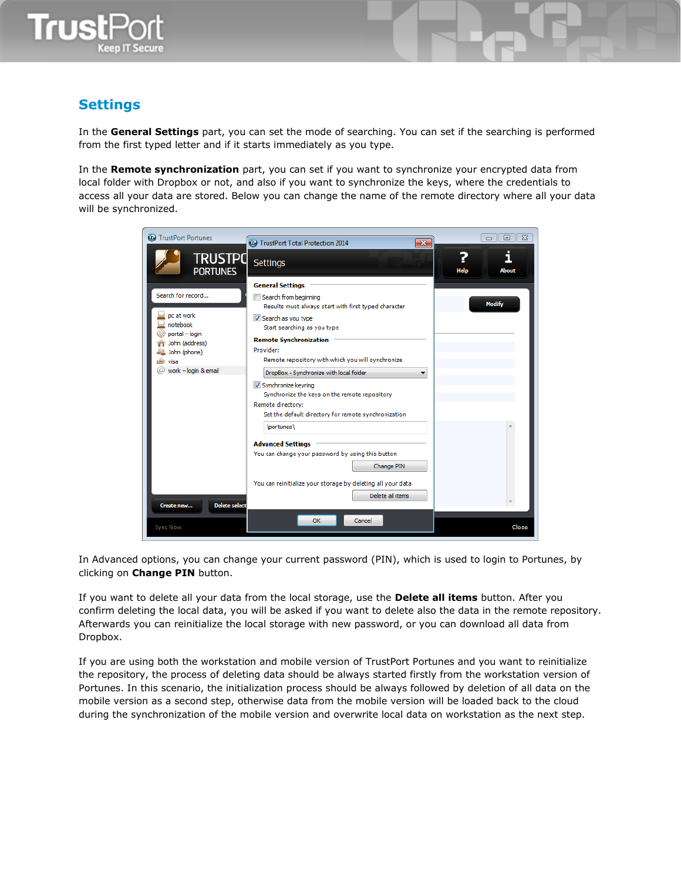## Settings

In the **General Settings** part, you can set the mode of searching. You can set if the searching is performed from the first typed letter and if it starts immediately as you type.

In the **Remote synchronization** part, you can set if you want to synchronize your encrypted data from local folder with Dropbox or not, and also if you want to synchronize the keys, where the credentials to access all your data are stored. Below you can change the name of the remote directory where all your data will be synchronized.

In Advanced options, you can change your current password (PIN), which is used to login to Portunes, by clicking on **Change PIN** button.

If you want to delete all your data from the local storage, use the **Delete all items** button. After you confirm deleting the local data, you will be asked if you want to delete also the data in the remote repository. Afterwards you can reinitialize the local storage with new password, or you can download all data from Dropbox.

If you are using both the workstation and mobile version of TrustPort Portunes and you want to reinitialize the repository, the process of deleting data should be always started firstly from the workstation version of Portunes. In this scenario, the initialization process should be always followed by deletion of all data on the mobile version as a second step, otherwise data from the mobile version will be loaded back to the cloud during the synchronization of the mobile version and overwrite local data on workstation as the next step.